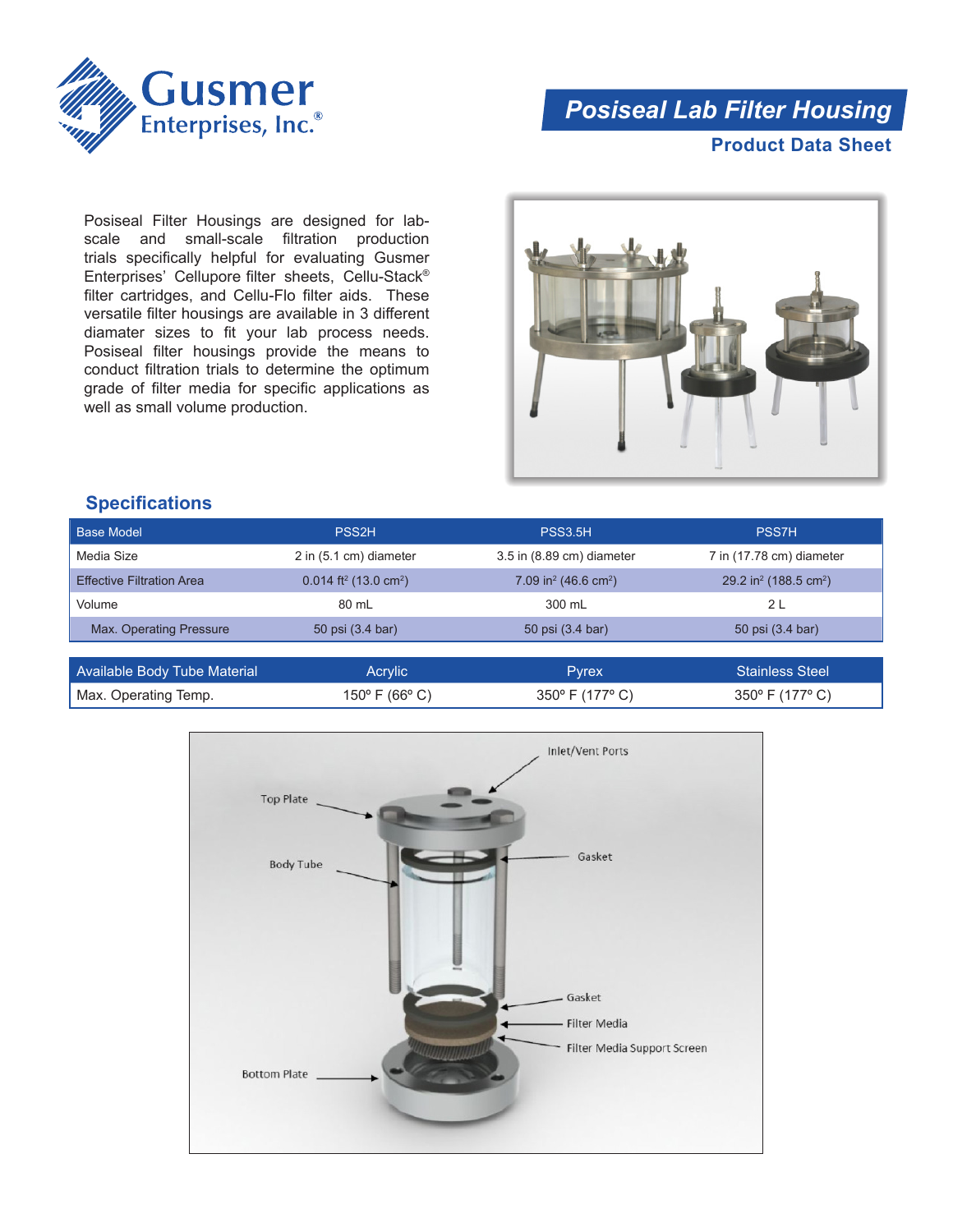Gusmer Enterprises, Inc.®

# Posiseal Lab Filter Housing

## Product Data Sheet

Posiseal Filter Housings are designed for lab-scale and small-scale filtration production trials specifically helpful for evaluating Gusmer Enterprises' Cellupore filter sheets, Cellu-Stack® filter cartridges, and Cellu-Flo filter aids. These versatile filter housings are available in 3 different diamater sizes to fit your lab process needs. Posiseal filter housings provide the means to conduct filtration trials to determine the optimum grade of filter media for specific applications as well as small volume production.

## Specifications

| Base Model | PSS2H | PSS3.5H | PSS7H |
|---|---|---|---|
| Media Size | 2 in (5.1 cm) diameter | 3.5 in (8.89 cm) diameter | 7 in (17.78 cm) diameter |
| Effective Filtration Area | 0.014 $ft^2$ (13.0 $cm^2$) | 7.09 $in^2$ (46.6 $cm^2$) | 29.2 $in^2$ (188.5 $cm^2$) |
| Volume | 80 mL | 300 mL | 2 L |
| Max. Operating Pressure | 50 psi (3.4 bar) | 50 psi (3.4 bar) | 50 psi (3.4 bar) |

| Available Body Tube Material | Acrylic | Pyrex | Stainless Steel |
|---|---|---|---|
| Max. Operating Temp. | 150° F (66° C) | 350° F (177° C) | 350° F (177° C) |

Inlet/Vent Ports

Top Plate

Gasket

Body Tube

Gasket

Filter Media

Filter Media Support Screen

Bottom Plate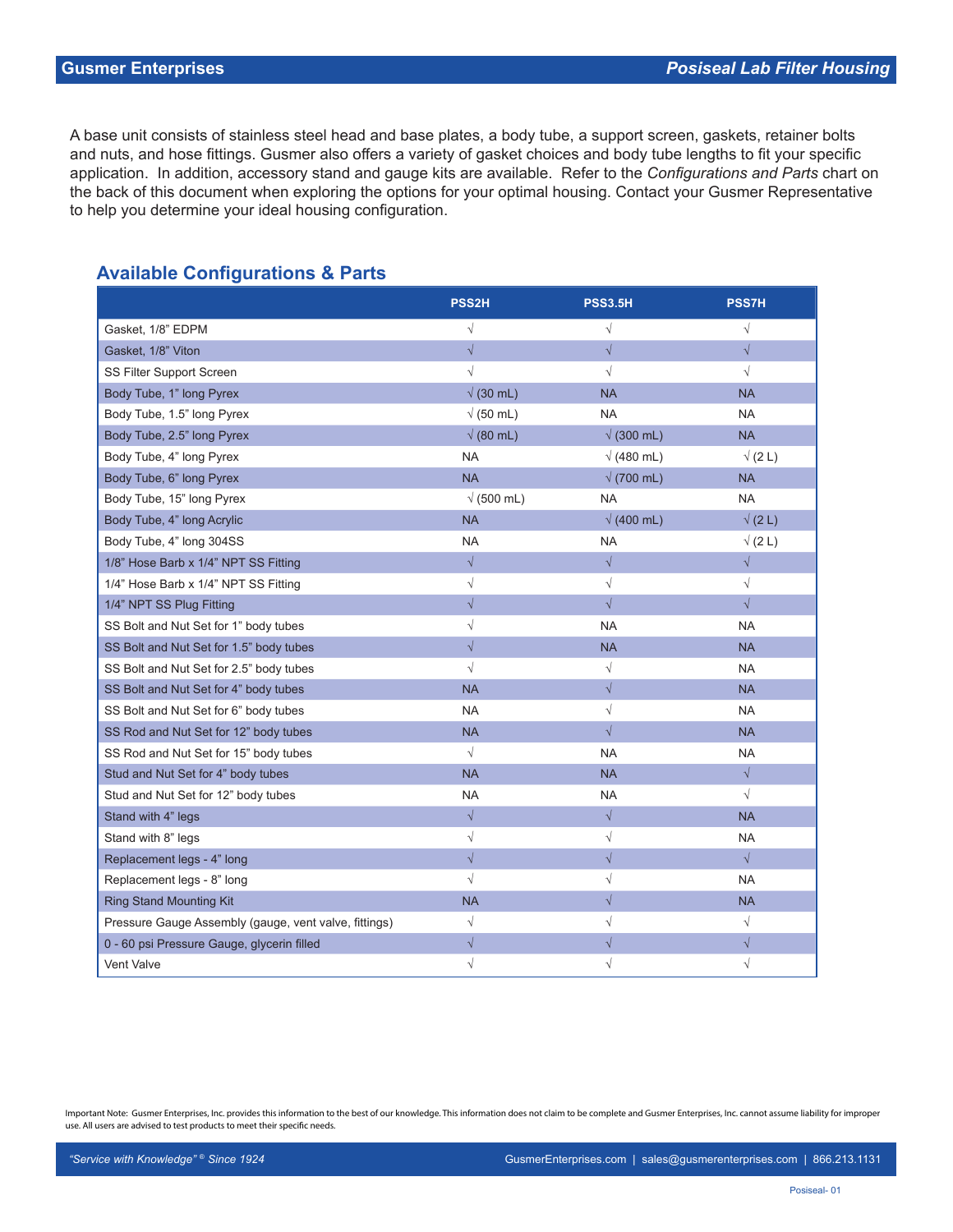A base unit consists of stainless steel head and base plates, a body tube, a support screen, gaskets, retainer bolts and nuts, and hose fittings. Gusmer also offers a variety of gasket choices and body tube lengths to fit your specific application. In addition, accessory stand and gauge kits are available. Refer to the *Configurations and Parts* chart on the back of this document when exploring the options for your optimal housing. Contact your Gusmer Representative to help you determine your ideal housing configuration.

## Available Configurations & Parts

| | PSS2H | PSS3.5H | PSS7H |
|---|---|---|---|
| Gasket, 1/8" EDPM | √ | √ | √ |
| Gasket, 1/8" Viton | √ | √ | √ |
| SS Filter Support Screen | √ | √ | √ |
| Body Tube, 1" long Pyrex | √ (30 mL) | NA | NA |
| Body Tube, 1.5" long Pyrex | √ (50 mL) | NA | NA |
| Body Tube, 2.5" long Pyrex | √ (80 mL) | √ (300 mL) | NA |
| Body Tube, 4" long Pyrex | NA | √ (480 mL) | √ (2 L) |
| Body Tube, 6" long Pyrex | NA | √ (700 mL) | NA |
| Body Tube, 15" long Pyrex | √ (500 mL) | NA | NA |
| Body Tube, 4" long Acrylic | NA | √ (400 mL) | √ (2 L) |
| Body Tube, 4" long 304SS | NA | NA | √ (2 L) |
| 1/8" Hose Barb x 1/4" NPT SS Fitting | √ | √ | √ |
| 1/4" Hose Barb x 1/4" NPT SS Fitting | √ | √ | √ |
| 1/4" NPT SS Plug Fitting | √ | √ | √ |
| SS Bolt and Nut Set for 1" body tubes | √ | NA | NA |
| SS Bolt and Nut Set for 1.5" body tubes | √ | NA | NA |
| SS Bolt and Nut Set for 2.5" body tubes | √ | √ | NA |
| SS Bolt and Nut Set for 4" body tubes | NA | √ | NA |
| SS Bolt and Nut Set for 6" body tubes | NA | √ | NA |
| SS Rod and Nut Set for 12" body tubes | NA | √ | NA |
| SS Rod and Nut Set for 15" body tubes | √ | NA | NA |
| Stud and Nut Set for 4" body tubes | NA | NA | √ |
| Stud and Nut Set for 12" body tubes | NA | NA | √ |
| Stand with 4" legs | √ | √ | NA |
| Stand with 8" legs | √ | √ | NA |
| Replacement legs - 4" long | √ | √ | √ |
| Replacement legs - 8" long | √ | √ | NA |
| Ring Stand Mounting Kit | NA | √ | NA |
| Pressure Gauge Assembly (gauge, vent valve, fittings) | √ | √ | √ |
| 0 - 60 psi Pressure Gauge, glycerin filled | √ | √ | √ |
| Vent Valve | √ | √ | √ |

Important Note: Gusmer Enterprises, Inc. provides this information to the best of our knowledge. This information does not claim to be complete and Gusmer Enterprises, Inc. cannot assume liability for improper use. All users are advised to test products to meet their specific needs.

*"Service with Knowledge"® Since 1924*

GusmerEnterprises.com | sales@gusmerenterprises.com | 866.213.1131